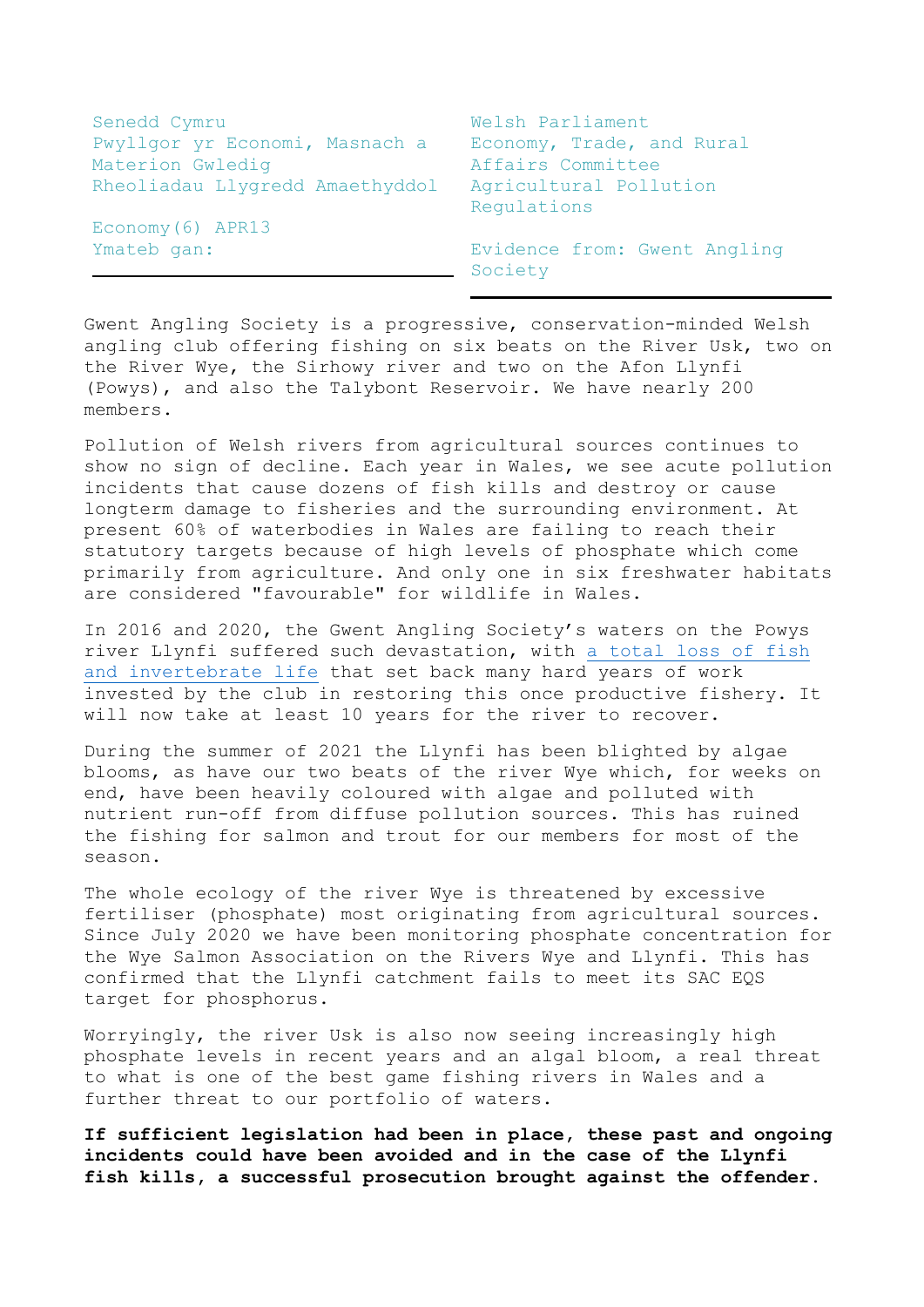| Senedd Cymru | Welsh Parliament |
| --- | --- |
| Pwyllgor yr Economi, Masnach a Materion Gwledig | Economy, Trade, and Rural Affairs Committee |
| Rheoliadau Llygredd Amaethyddol | Agricultural Pollution Regulations |
| Economy(6) APR13 | |
| Ymateb gan: | Evidence from: Gwent Angling Society |

Gwent Angling Society is a progressive, conservation-minded Welsh angling club offering fishing on six beats on the River Usk, two on the River Wye, the Sirhowy river and two on the Afon Llynfi (Powys), and also the Talybont Reservoir. We have nearly 200 members.

Pollution of Welsh rivers from agricultural sources continues to show no sign of decline. Each year in Wales, we see acute pollution incidents that cause dozens of fish kills and destroy or cause longterm damage to fisheries and the surrounding environment. At present 60% of waterbodies in Wales are failing to reach their statutory targets because of high levels of phosphate which come primarily from agriculture. And only one in six freshwater habitats are considered "favourable" for wildlife in Wales.

In 2016 and 2020, the Gwent Angling Society's waters on the Powys river Llynfi suffered such devastation, with a total loss of fish and invertebrate life that set back many hard years of work invested by the club in restoring this once productive fishery. It will now take at least 10 years for the river to recover.

During the summer of 2021 the Llynfi has been blighted by algae blooms, as have our two beats of the river Wye which, for weeks on end, have been heavily coloured with algae and polluted with nutrient run-off from diffuse pollution sources. This has ruined the fishing for salmon and trout for our members for most of the season.

The whole ecology of the river Wye is threatened by excessive fertiliser (phosphate) most originating from agricultural sources. Since July 2020 we have been monitoring phosphate concentration for the Wye Salmon Association on the Rivers Wye and Llynfi. This has confirmed that the Llynfi catchment fails to meet its SAC EQS target for phosphorus.

Worryingly, the river Usk is also now seeing increasingly high phosphate levels in recent years and an algal bloom, a real threat to what is one of the best game fishing rivers in Wales and a further threat to our portfolio of waters.

**If sufficient legislation had been in place, these past and ongoing incidents could have been avoided and in the case of the Llynfi fish kills, a successful prosecution brought against the offender.**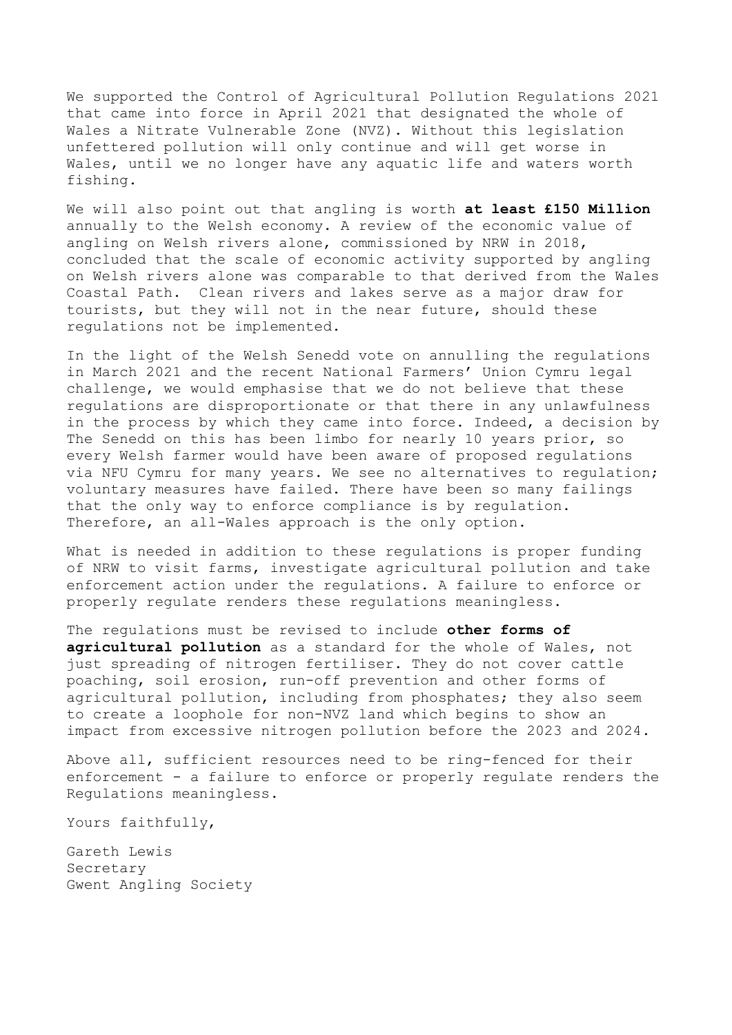We supported the Control of Agricultural Pollution Regulations 2021 that came into force in April 2021 that designated the whole of Wales a Nitrate Vulnerable Zone (NVZ). Without this legislation unfettered pollution will only continue and will get worse in Wales, until we no longer have any aquatic life and waters worth fishing.

We will also point out that angling is worth **at least £150 Million** annually to the Welsh economy. A review of the economic value of angling on Welsh rivers alone, commissioned by NRW in 2018, concluded that the scale of economic activity supported by angling on Welsh rivers alone was comparable to that derived from the Wales Coastal Path. Clean rivers and lakes serve as a major draw for tourists, but they will not in the near future, should these regulations not be implemented.

In the light of the Welsh Senedd vote on annulling the regulations in March 2021 and the recent National Farmers' Union Cymru legal challenge, we would emphasise that we do not believe that these regulations are disproportionate or that there in any unlawfulness in the process by which they came into force. Indeed, a decision by The Senedd on this has been limbo for nearly 10 years prior, so every Welsh farmer would have been aware of proposed regulations via NFU Cymru for many years. We see no alternatives to regulation; voluntary measures have failed. There have been so many failings that the only way to enforce compliance is by regulation. Therefore, an all-Wales approach is the only option.

What is needed in addition to these regulations is proper funding of NRW to visit farms, investigate agricultural pollution and take enforcement action under the regulations. A failure to enforce or properly regulate renders these regulations meaningless.

The regulations must be revised to include **other forms of agricultural pollution** as a standard for the whole of Wales, not just spreading of nitrogen fertiliser. They do not cover cattle poaching, soil erosion, run-off prevention and other forms of agricultural pollution, including from phosphates; they also seem to create a loophole for non-NVZ land which begins to show an impact from excessive nitrogen pollution before the 2023 and 2024.

Above all, sufficient resources need to be ring-fenced for their enforcement - a failure to enforce or properly regulate renders the Regulations meaningless.

Yours faithfully,

Gareth Lewis
Secretary
Gwent Angling Society